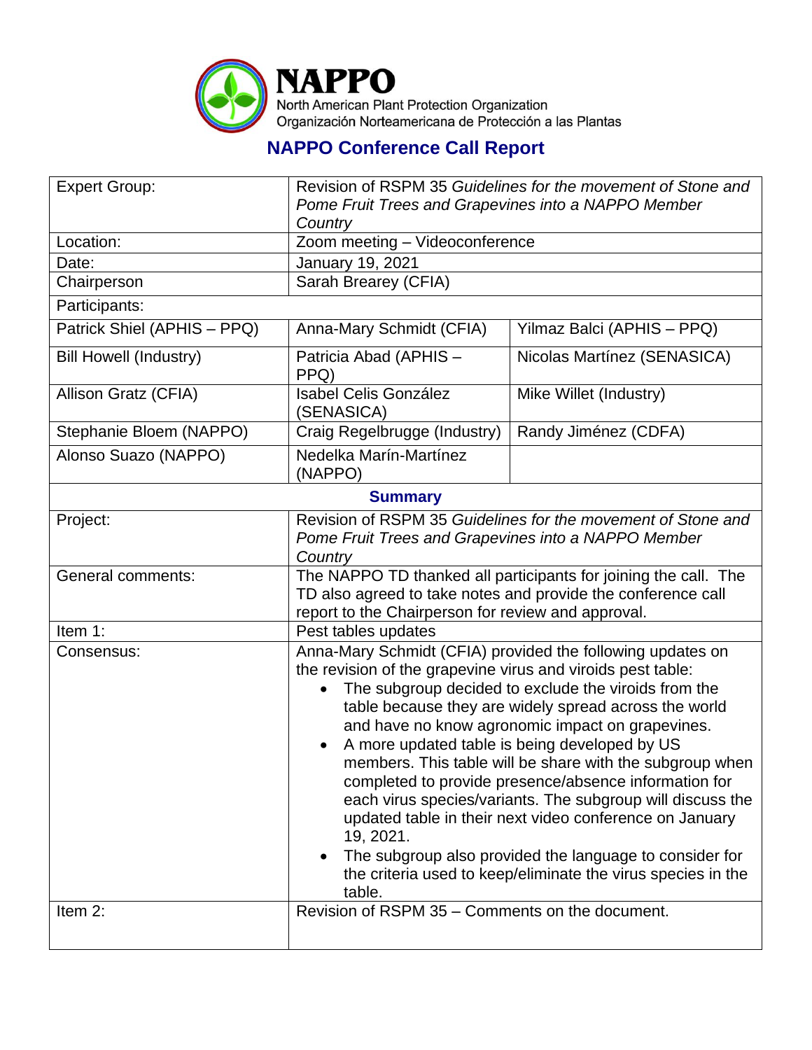# NAPPO

North American Plant Protection Organization
Organización Norteamericana de Protección a las Plantas

## NAPPO Conference Call Report

| Expert Group: | Revision of RSPM 35 *Guidelines for the movement of Stone and Pome Fruit Trees and Grapevines into a NAPPO Member Country* | |
|---|---|---|
| Location: | Zoom meeting – Videoconference | |
| Date: | January 19, 2021 | |
| Chairperson | Sarah Brearey (CFIA) | |
| Participants: | | |
| Patrick Shiel (APHIS – PPQ) | Anna-Mary Schmidt (CFIA) | Yilmaz Balci (APHIS – PPQ) |
| Bill Howell (Industry) | Patricia Abad (APHIS – PPQ) | Nicolas Martínez (SENASICA) |
| Allison Gratz (CFIA) | Isabel Celis González (SENASICA) | Mike Willet (Industry) |
| Stephanie Bloem (NAPPO) | Craig Regelbrugge (Industry) | Randy Jiménez (CDFA) |
| Alonso Suazo (NAPPO) | Nedelka Marín-Martínez (NAPPO) | |
| **Summary** | | |
| Project: | Revision of RSPM 35 *Guidelines for the movement of Stone and Pome Fruit Trees and Grapevines into a NAPPO Member Country* | |
| General comments: | The NAPPO TD thanked all participants for joining the call. The TD also agreed to take notes and provide the conference call report to the Chairperson for review and approval. | |
| Item 1: | Pest tables updates | |
| Consensus: | Anna-Mary Schmidt (CFIA) provided the following updates on the revision of the grapevine virus and viroids pest table:<br>• The subgroup decided to exclude the viroids from the table because they are widely spread across the world and have no know agronomic impact on grapevines.<br>• A more updated table is being developed by US members. This table will be share with the subgroup when completed to provide presence/absence information for each virus species/variants. The subgroup will discuss the updated table in their next video conference on January 19, 2021.<br>• The subgroup also provided the language to consider for the criteria used to keep/eliminate the virus species in the table. | |
| Item 2: | Revision of RSPM 35 – Comments on the document. | |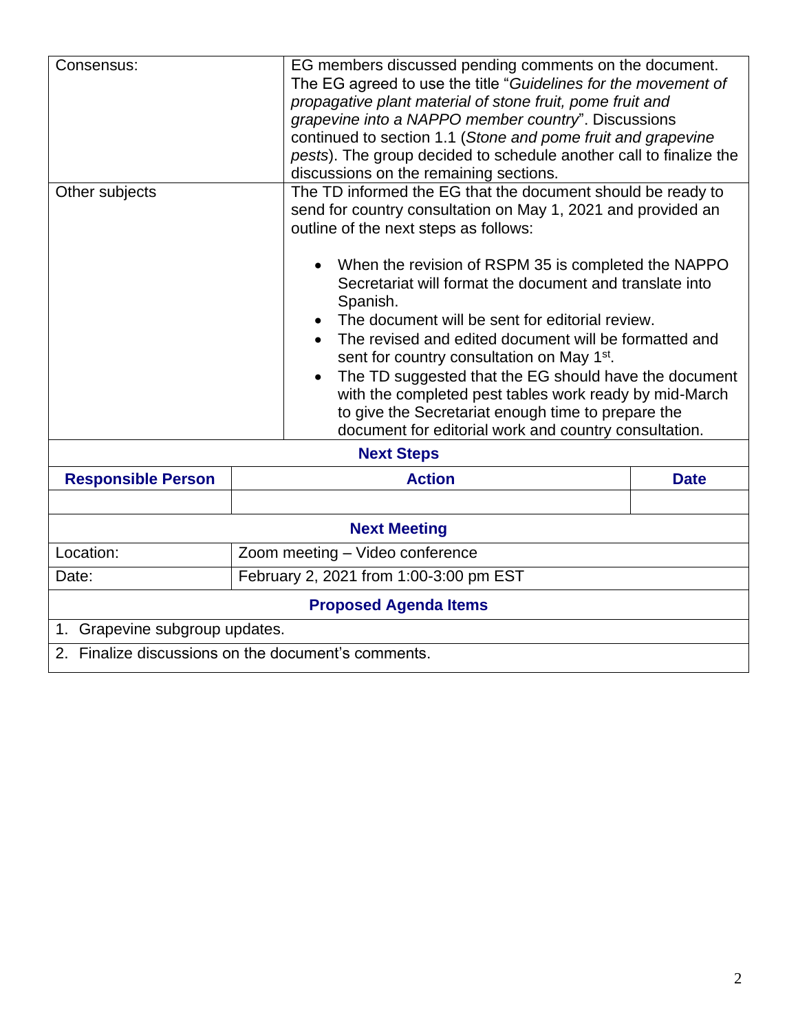| | |
|---|---|
| Consensus: | EG members discussed pending comments on the document. The EG agreed to use the title "*Guidelines for the movement of propagative plant material of stone fruit, pome fruit and grapevine into a NAPPO member country*". Discussions continued to section 1.1 (*Stone and pome fruit and grapevine pests*). The group decided to schedule another call to finalize the discussions on the remaining sections. |
| Other subjects | The TD informed the EG that the document should be ready to send for country consultation on May 1, 2021 and provided an outline of the next steps as follows:<br><br>• When the revision of RSPM 35 is completed the NAPPO Secretariat will format the document and translate into Spanish.<br>• The document will be sent for editorial review.<br>• The revised and edited document will be formatted and sent for country consultation on May 1st.<br>• The TD suggested that the EG should have the document with the completed pest tables work ready by mid-March to give the Secretariat enough time to prepare the document for editorial work and country consultation. |

**Next Steps**

| Responsible Person | Action | Date |
|---|---|---|
| | | |

**Next Meeting**

| | |
|---|---|
| Location: | Zoom meeting – Video conference |
| Date: | February 2, 2021 from 1:00-3:00 pm EST |

**Proposed Agenda Items**

1. Grapevine subgroup updates.
2. Finalize discussions on the document's comments.